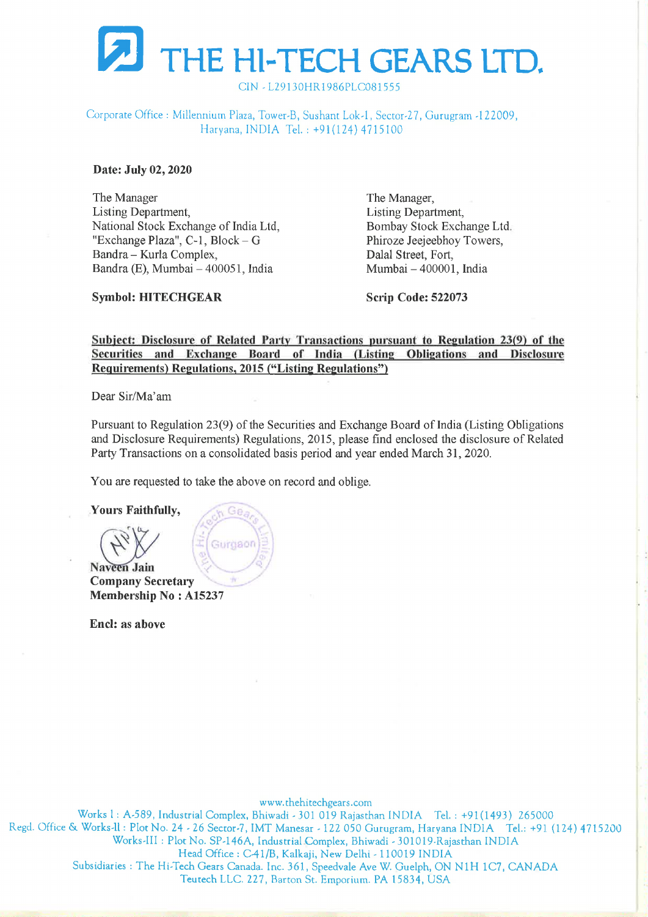# THE HI-TECH GEARS LTD.

CIN - L29130HR1986PLC081555

Corporate Office : Millennium Plaza, Tower-B, Sushant Lok-1, Sector-27, Gurugram -122009, Haryana, INDIA Tel. : +91(124) 4715100

**Date: July 02, 2020**

| | |
|---|---|
| The Manager<br>Listing Department,<br>National Stock Exchange of India Ltd,<br>"Exchange Plaza", C-1, Block – G<br>Bandra – Kurla Complex,<br>Bandra (E), Mumbai – 400051, India | The Manager,<br>Listing Department,<br>Bombay Stock Exchange Ltd.<br>Phiroze Jeejeebhoy Towers,<br>Dalal Street, Fort,<br>Mumbai – 400001, India |
| **Symbol: HITECHGEAR** | **Scrip Code: 522073** |

**Subject: Disclosure of Related Party Transactions pursuant to Regulation 23(9) of the Securities and Exchange Board of India (Listing Obligations and Disclosure Requirements) Regulations, 2015 ("Listing Regulations")**

Dear Sir/Ma'am

Pursuant to Regulation 23(9) of the Securities and Exchange Board of India (Listing Obligations and Disclosure Requirements) Regulations, 2015, please find enclosed the disclosure of Related Party Transactions on a consolidated basis period and year ended March 31, 2020.

You are requested to take the above on record and oblige.

**Yours Faithfully,**

**Naveen Jain**
**Company Secretary**
**Membership No : A15237**

**Encl: as above**

www.thehitechgears.com
Works I : A-589, Industrial Complex, Bhiwadi - 301 019 Rajasthan INDIA Tel. : +91(1493) 265000
Regd. Office & Works-II : Plot No. 24 - 26 Sector-7, IMT Manesar - 122 050 Gurugram, Haryana INDIA Tel.: +91 (124) 4715200
Works-III : Plot No. SP-146A, Industrial Complex, Bhiwadi - 301019-Rajasthan INDIA
Head Office : C-41/B, Kalkaji, New Delhi - 110019 INDIA
Subsidiaries : The Hi-Tech Gears Canada. Inc. 361, Speedvale Ave W. Guelph, ON N1H 1C7, CANADA
Teutech LLC. 227, Barton St. Emporium. PA 15834, USA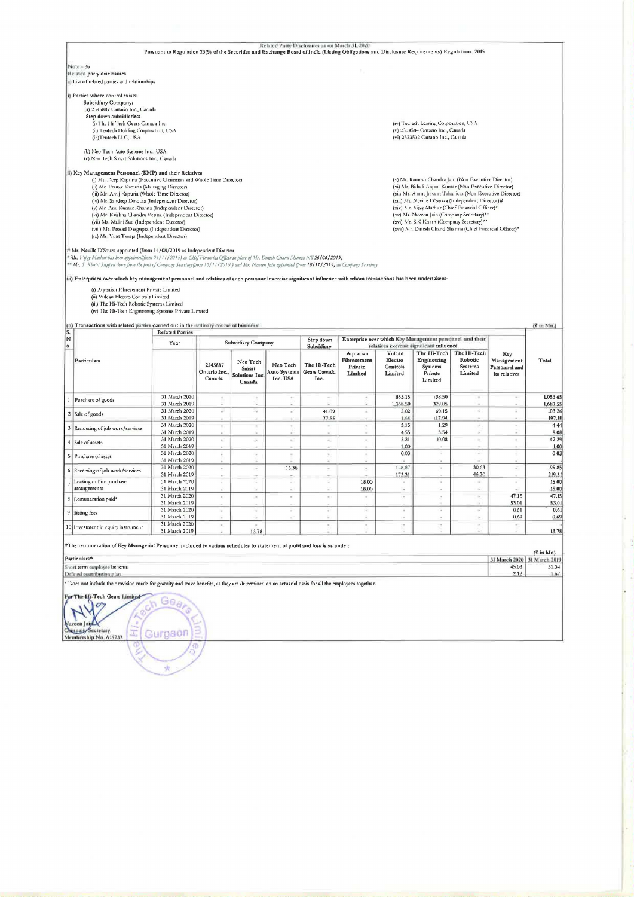Related Party Disclosures as on March 31, 2020

Pursuant to Regulation 23(9) of the Securities and Exchange Board of India (Listing Obligations and Disclosure Requirements) Regulations, 2015

Note - 36

**Related party disclosures**

a) List of related parties and relationships

**i) Parties where control exists:**

Subsidiary Company:

(a) 2545887 Ontario Inc., Canada

Step down subsidiaries:

(i) The Hi-Tech Gears Canada Inc

(ii) Teutech Holding Corporation, USA

(iii) Teutech LLC, USA

(iv) Teutech Leasing Corporation, USA

(v) 2504584 Ontario Inc., Canada

(vi) 2323532 Ontario Inc., Canada

(b) Neo Tech Auto Systems Inc., USA

(c) Neo Tech Smart Solutions Inc., Canada

**ii) Key Management Personnel (KMP) and their Relatives**

(i) Mr. Deep Kapuria (Executive Chairman and Whole Time Director)

(ii) Mr. Pranav Kapuria (Managing Director)

(iii) Mr. Anuj Kapuria (Whole Time Director)

(iv) Mr. Sandeep Dinodia (Independent Director)

(v) Mr. Anil Kumar Khanna (Independent Director)

(vi) Mr. Krishna Chandra Verma (Independent Director)

(vii) Ms. Malini Sud (Independent Director)

(viii) Mr. Prosad Dasgupta (Independent Director)

(ix) Mr. Vinit Taneja (Independent Director)

(x) Mr. Ramesh Chandra Jain (Non Executive Director)

(xi) Mr. Bidadi Anjani Kumar (Non Executive Director)

(xii) Mr. Anant Jaivant Talaulicar (Non Executive Director)

(xiii) Mr. Neville D'Souza (Independent Director)#

(xiv) Mr. Vijay Mathur (Chief Financial Officer)*

(xv) Mr. Naveen Jain (Company Secretary)**

(xvi) Mr. S.K Khatri (Company Secretary)**

(xvii) Mr. Dinesh Chand Sharma (Chief Financial Officer)*

# Mr. Neville D'Souza appointed (from 14/08/2019) as Independent Director

*Mr. Vijay Mathur has been appointed(from 04/11/2019) as Chief Financial Officer in place of Mr. Dinesh Chand Sharma (till 26/06/2019)*

*** Mr. S. Khatri Stepped down from the post of Company Secretary(from 16/11/2019) and Mr. Naveen Jain appointed (from 18/11/2019) as Company Secretary*

**iii) Enterprises over which key management personnel and relatives of such personnel exercise significant influence with whom transactions has been undertaken:-**

(i) Aquarian Fibrecement Private Limited

(ii) Vulcan Electro Controls Limited

(iii) The Hi-Tech Robotic Systemz Limited

(iv) The Hi-Tech Engineering Systems Private Limited

**(b) Transactions with related parties carried out in the ordinary course of business:** (₹ in Mn.)

| S. No | Particulars | Year | Subsidiary Company | | | Step down Subsidiary | Enterprise over which Key Management personnel and their relatives exercise significant influence | | | | Key Management Personnel and its relatives | Total |
|---|---|---|---|---|---|---|---|---|---|---|---|---|
| | | | 2545887 Ontario Inc., Canada | Neo Tech Smart Solutions Inc. Canada | Neo Tech Auto Systems Inc. USA | The Hi-Tech Gears Canada Inc. | Aquarian Fibrecement Private Limited | Vulcan Electro Controls Limited | The Hi-Tech Engineering Systems Private Limited | The Hi-Tech Robotic Systems Limited | | |
| 1 | Purchase of goods | 31 March 2020 | - | - | - | - | - | 855.15 | 198.50 | - | - | 1,053.65 |
| | | 31 March 2019 | - | - | - | - | - | 1,358.50 | 329.05 | - | - | 1,687.55 |
| 2 | Sale of goods | 31 March 2020 | - | - | - | 41.09 | - | 2.02 | 60.15 | - | - | 103.26 |
| | | 31 March 2019 | - | - | - | 77.55 | - | 1.68 | 117.94 | - | - | 197.18 |
| 3 | Rendering of job work/services | 31 March 2020 | - | - | - | - | - | 3.15 | 1.29 | - | - | 4.44 |
| | | 31 March 2019 | - | - | - | - | - | 4.55 | 3.54 | - | - | 8.08 |
| 4 | Sale of assets | 31 March 2020 | - | - | - | - | - | 2.21 | 40.08 | - | - | 42.29 |
| | | 31 March 2019 | - | - | - | - | - | 1.00 | - | - | - | 1.00 |
| 5 | Purchase of asset | 31 March 2020 | - | - | - | - | - | 0.03 | - | - | - | 0.03 |
| | | 31 March 2019 | - | - | - | - | - | - | - | - | - | - |
| 6 | Receiving of job work/services | 31 March 2020 | - | - | 16.36 | - | - | 148.87 | - | 30.63 | - | 195.85 |
| | | 31 March 2019 | - | - | - | - | - | 173.31 | - | 46.20 | - | 219.51 |
| 7 | Leasing or hire purchase arrangements | 31 March 2020 | - | - | - | - | 18.00 | - | - | - | - | 18.00 |
| | | 31 March 2019 | - | - | - | - | 18.00 | - | - | - | - | 18.00 |
| 8 | Remuneration paid* | 31 March 2020 | - | - | - | - | - | - | - | - | 47.15 | 47.15 |
| | | 31 March 2019 | - | - | - | - | - | - | - | - | 53.01 | 53.01 |
| 9 | Sitting fees | 31 March 2020 | - | - | - | - | - | - | - | - | 0.61 | 0.61 |
| | | 31 March 2019 | - | - | - | - | - | - | - | - | 0.69 | 0.69 |
| 10 | Investment in equity instrument | 31 March 2020 | - | - | - | - | - | - | - | - | - | - |
| | | 31 March 2019 | - | 13.78 | - | - | - | - | - | - | - | 13.78 |

*The remuneration of Key Managerial Personnel included in various schedules to statement of profit and loss is as under:

(₹ in Mn)

| Particulars* | 31 March 2020 | 31 March 2019 |
|---|---|---|
| Short term employee benefits | 45.03 | 51.34 |
| Defined contribution plan | 2.12 | 1.67 |

* Does not include the provision made for gratuity and leave benefits, as they are determined on an actuarial basis for all the employees together.

For The Hi-Tech Gears Limited

Naveen Jain
Company Secretary
Membership No. A15237